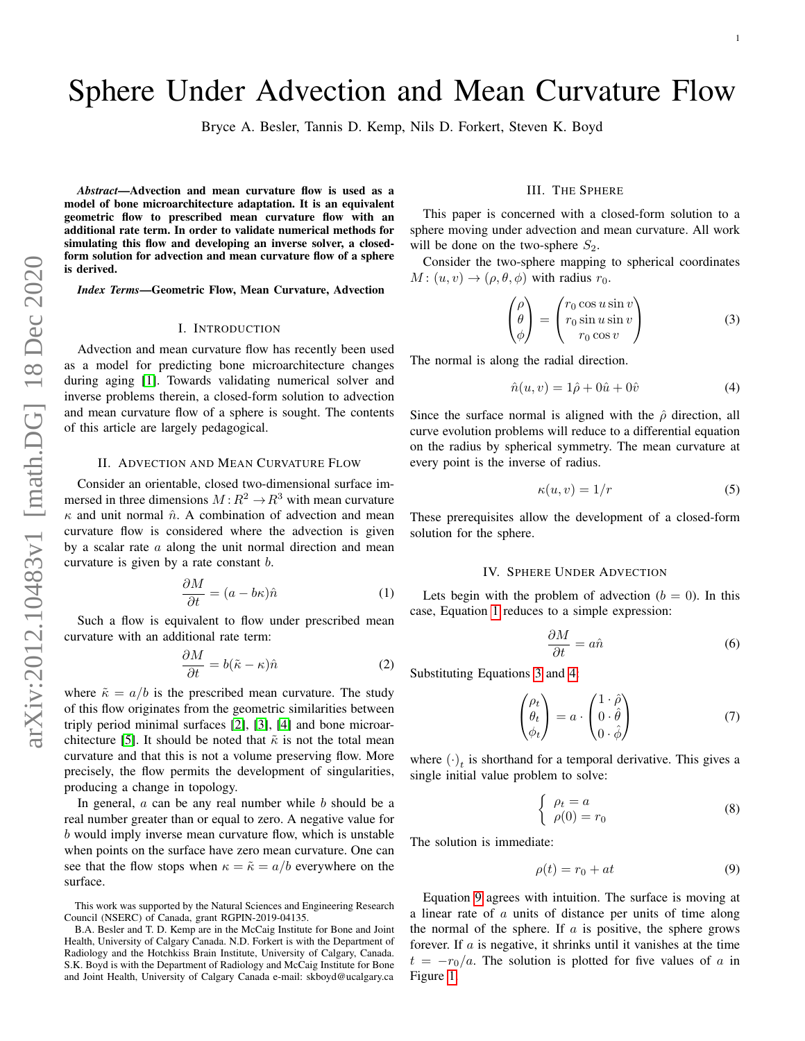# Sphere Under Advection and Mean Curvature Flow

Bryce A. Besler, Tannis D. Kemp, Nils D. Forkert, Steven K. Boyd

***Abstract*—Advection and mean curvature flow is used as a model of bone microarchitecture adaptation. It is an equivalent geometric flow to prescribed mean curvature flow with an additional rate term. In order to validate numerical methods for simulating this flow and developing an inverse solver, a closed-form solution for advection and mean curvature flow of a sphere is derived.**

***Index Terms*—Geometric Flow, Mean Curvature, Advection**

## I. Introduction

Advection and mean curvature flow has recently been used as a model for predicting bone microarchitecture changes during aging [1]. Towards validating numerical solver and inverse problems therein, a closed-form solution to advection and mean curvature flow of a sphere is sought. The contents of this article are largely pedagogical.

## II. Advection and Mean Curvature Flow

Consider an orientable, closed two-dimensional surface immersed in three dimensions $M : R^2 \to R^3$ with mean curvature $\kappa$ and unit normal $\hat{n}$. A combination of advection and mean curvature flow is considered where the advection is given by a scalar rate $a$ along the unit normal direction and mean curvature is given by a rate constant $b$.

$$\frac{\partial M}{\partial t} = (a - b\kappa)\hat{n} \tag{1}$$

Such a flow is equivalent to flow under prescribed mean curvature with an additional rate term:

$$\frac{\partial M}{\partial t} = b(\tilde{\kappa} - \kappa)\hat{n} \tag{2}$$

where $\tilde{\kappa} = a/b$ is the prescribed mean curvature. The study of this flow originates from the geometric similarities between triply period minimal surfaces [2], [3], [4] and bone microarchitecture [5]. It should be noted that $\tilde{\kappa}$ is not the total mean curvature and that this is not a volume preserving flow. More precisely, the flow permits the development of singularities, producing a change in topology.

In general, $a$ can be any real number while $b$ should be a real number greater than or equal to zero. A negative value for $b$ would imply inverse mean curvature flow, which is unstable when points on the surface have zero mean curvature. One can see that the flow stops when $\kappa = \tilde{\kappa} = a/b$ everywhere on the surface.

This work was supported by the Natural Sciences and Engineering Research Council (NSERC) of Canada, grant RGPIN-2019-04135.

B.A. Besler and T. D. Kemp are in the McCaig Institute for Bone and Joint Health, University of Calgary Canada. N.D. Forkert is with the Department of Radiology and the Hotchkiss Brain Institute, University of Calgary, Canada. S.K. Boyd is with the Department of Radiology and McCaig Institute for Bone and Joint Health, University of Calgary Canada e-mail: skboyd@ucalgary.ca

## III. The Sphere

This paper is concerned with a closed-form solution to a sphere moving under advection and mean curvature. All work will be done on the two-sphere $S_2$.

Consider the two-sphere mapping to spherical coordinates $M : (u, v) \to (\rho, \theta, \phi)$ with radius $r_0$.

$$\begin{pmatrix} \rho \\ \theta \\ \phi \end{pmatrix} = \begin{pmatrix} r_0 \cos u \sin v \\ r_0 \sin u \sin v \\ r_0 \cos v \end{pmatrix} \tag{3}$$

The normal is along the radial direction.

$$\hat{n}(u, v) = 1\hat{\rho} + 0\hat{u} + 0\hat{v} \tag{4}$$

Since the surface normal is aligned with the $\hat{\rho}$ direction, all curve evolution problems will reduce to a differential equation on the radius by spherical symmetry. The mean curvature at every point is the inverse of radius.

$$\kappa(u, v) = 1/r \tag{5}$$

These prerequisites allow the development of a closed-form solution for the sphere.

## IV. Sphere Under Advection

Lets begin with the problem of advection ($b = 0$). In this case, Equation 1 reduces to a simple expression:

$$\frac{\partial M}{\partial t} = a\hat{n} \tag{6}$$

Substituting Equations 3 and 4:

$$\begin{pmatrix} \rho_t \\ \theta_t \\ \phi_t \end{pmatrix} = a \cdot \begin{pmatrix} 1 \cdot \hat{\rho} \\ 0 \cdot \hat{\theta} \\ 0 \cdot \hat{\phi} \end{pmatrix} \tag{7}$$

where $(\cdot)_t$ is shorthand for a temporal derivative. This gives a single initial value problem to solve:

$$\begin{cases} \rho_t = a \\ \rho(0) = r_0 \end{cases} \tag{8}$$

The solution is immediate:

$$\rho(t) = r_0 + at \tag{9}$$

Equation 9 agrees with intuition. The surface is moving at a linear rate of $a$ units of distance per units of time along the normal of the sphere. If $a$ is positive, the sphere grows forever. If $a$ is negative, it shrinks until it vanishes at the time $t = -r_0/a$. The solution is plotted for five values of $a$ in Figure 1.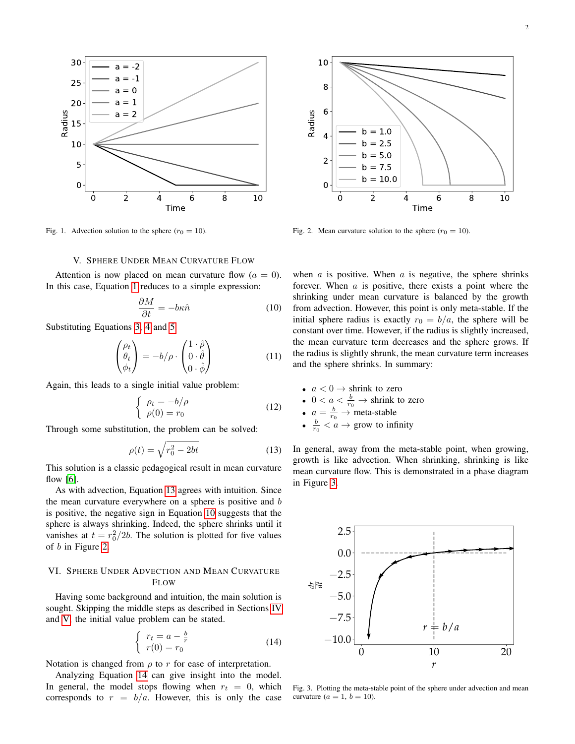Fig. 1. Advection solution to the sphere ($r_0 = 10$).

Fig. 2. Mean curvature solution to the sphere ($r_0 = 10$).

## V. Sphere Under Mean Curvature Flow

Attention is now placed on mean curvature flow ($a = 0$). In this case, Equation 1 reduces to a simple expression:

$$\frac{\partial M}{\partial t} = -b\kappa\hat{n} \tag{10}$$

Substituting Equations 3, 4 and 5

$$\begin{pmatrix}\rho_t \\ \theta_t \\ \phi_t\end{pmatrix} = -b/\rho \cdot \begin{pmatrix}1 \cdot \hat{\rho} \\ 0 \cdot \hat{\theta} \\ 0 \cdot \hat{\phi}\end{pmatrix} \tag{11}$$

Again, this leads to a single initial value problem:

$$\begin{cases}\rho_t = -b/\rho \\ \rho(0) = r_0\end{cases} \tag{12}$$

Through some substitution, the problem can be solved:

$$\rho(t) = \sqrt{r_0^2 - 2bt} \tag{13}$$

This solution is a classic pedagogical result in mean curvature flow [6].

As with advection, Equation 13 agrees with intuition. Since the mean curvature everywhere on a sphere is positive and $b$ is positive, the negative sign in Equation 10 suggests that the sphere is always shrinking. Indeed, the sphere shrinks until it vanishes at $t = r_0^2/2b$. The solution is plotted for five values of $b$ in Figure 2.

## VI. Sphere Under Advection and Mean Curvature Flow

Having some background and intuition, the main solution is sought. Skipping the middle steps as described in Sections IV and V, the initial value problem can be stated.

$$\begin{cases}r_t = a - \frac{b}{r} \\ r(0) = r_0\end{cases} \tag{14}$$

Notation is changed from $\rho$ to $r$ for ease of interpretation.

Analyzing Equation 14 can give insight into the model. In general, the model stops flowing when $r_t = 0$, which corresponds to $r = b/a$. However, this is only the case when $a$ is positive. When $a$ is negative, the sphere shrinks forever. When $a$ is positive, there exists a point where the shrinking under mean curvature is balanced by the growth from advection. However, this point is only meta-stable. If the initial sphere radius is exactly $r_0 = b/a$, the sphere will be constant over time. However, if the radius is slightly increased, the mean curvature term decreases and the sphere grows. If the radius is slightly shrunk, the mean curvature term increases and the sphere shrinks. In summary:

- $a < 0 \rightarrow$ shrink to zero
- $0 < a < \frac{b}{r_0} \rightarrow$ shrink to zero
- $a = \frac{b}{r_0} \rightarrow$ meta-stable
- $\frac{b}{r_0} < a \rightarrow$ grow to infinity

In general, away from the meta-stable point, when growing, growth is like advection. When shrinking, shrinking is like mean curvature flow. This is demonstrated in a phase diagram in Figure 3.

Fig. 3. Plotting the meta-stable point of the sphere under advection and mean curvature ($a = 1$, $b = 10$).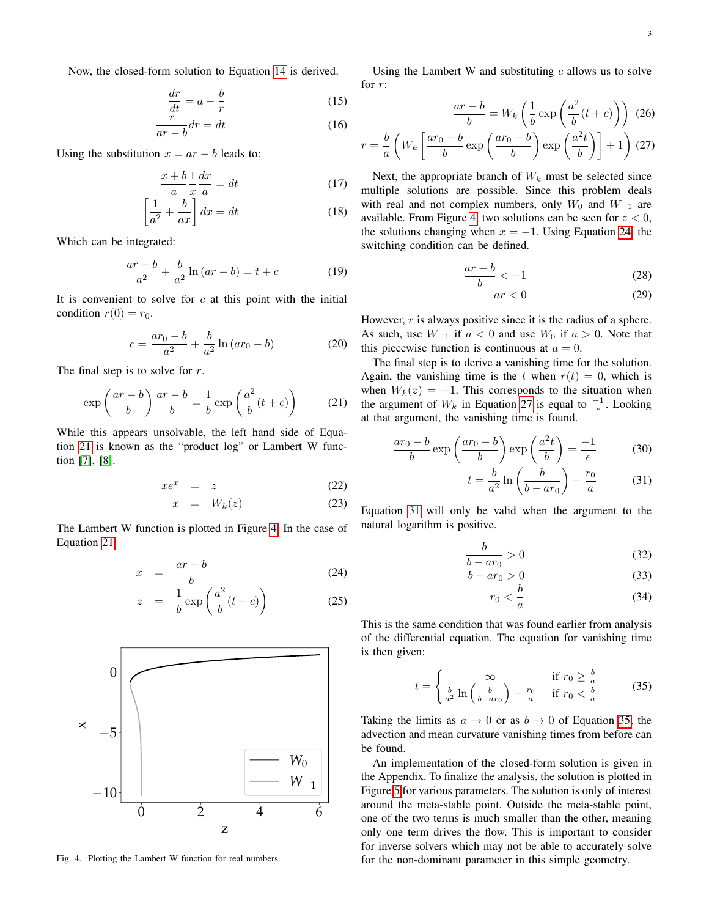Now, the closed-form solution to Equation 14 is derived.

$$\frac{dr}{dt} = a - \frac{b}{r} \tag{15}$$

$$\frac{r}{ar - b}dr = dt \tag{16}$$

Using the substitution $x = ar - b$ leads to:

$$\frac{x + b}{a}\frac{1}{x}\frac{dx}{a} = dt \tag{17}$$

$$\left[\frac{1}{a^2} + \frac{b}{ax}\right] dx = dt \tag{18}$$

Which can be integrated:

$$\frac{ar - b}{a^2} + \frac{b}{a^2}\ln(ar - b) = t + c \tag{19}$$

It is convenient to solve for $c$ at this point with the initial condition $r(0) = r_0$.

$$c = \frac{ar_0 - b}{a^2} + \frac{b}{a^2}\ln(ar_0 - b) \tag{20}$$

The final step is to solve for $r$.

$$\exp\left(\frac{ar - b}{b}\right)\frac{ar - b}{b} = \frac{1}{b}\exp\left(\frac{a^2}{b}(t + c)\right) \tag{21}$$

While this appears unsolvable, the left hand side of Equation 21 is known as the "product log" or Lambert W function [7], [8].

$$xe^x = z \tag{22}$$

$$x = W_k(z) \tag{23}$$

The Lambert W function is plotted in Figure 4. In the case of Equation 21,

$$x = \frac{ar - b}{b} \tag{24}$$

$$z = \frac{1}{b}\exp\left(\frac{a^2}{b}(t + c)\right) \tag{25}$$

Fig. 4. Plotting the Lambert W function for real numbers.

Using the Lambert W and substituting $c$ allows us to solve for $r$:

$$\frac{ar - b}{b} = W_k\left(\frac{1}{b}\exp\left(\frac{a^2}{b}(t + c)\right)\right) \tag{26}$$

$$r = \frac{b}{a}\left(W_k\left[\frac{ar_0 - b}{b}\exp\left(\frac{ar_0 - b}{b}\right)\exp\left(\frac{a^2 t}{b}\right)\right] + 1\right) \tag{27}$$

Next, the appropriate branch of $W_k$ must be selected since multiple solutions are possible. Since this problem deals with real and not complex numbers, only $W_0$ and $W_{-1}$ are available. From Figure 4, two solutions can be seen for $z < 0$, the solutions changing when $x = -1$. Using Equation 24, the switching condition can be defined.

$$\frac{ar - b}{b} < -1 \tag{28}$$

$$ar < 0 \tag{29}$$

However, $r$ is always positive since it is the radius of a sphere. As such, use $W_{-1}$ if $a < 0$ and use $W_0$ if $a > 0$. Note that this piecewise function is continuous at $a = 0$.

The final step is to derive a vanishing time for the solution. Again, the vanishing time is the $t$ when $r(t) = 0$, which is when $W_k(z) = -1$. This corresponds to the situation when the argument of $W_k$ in Equation 27 is equal to $\frac{-1}{e}$. Looking at that argument, the vanishing time is found.

$$\frac{ar_0 - b}{b}\exp\left(\frac{ar_0 - b}{b}\right)\exp\left(\frac{a^2 t}{b}\right) = \frac{-1}{e} \tag{30}$$

$$t = \frac{b}{a^2}\ln\left(\frac{b}{b - ar_0}\right) - \frac{r_0}{a} \tag{31}$$

Equation 31 will only be valid when the argument to the natural logarithm is positive.

$$\frac{b}{b - ar_0} > 0 \tag{32}$$

$$b - ar_0 > 0 \tag{33}$$

$$r_0 < \frac{b}{a} \tag{34}$$

This is the same condition that was found earlier from analysis of the differential equation. The equation for vanishing time is then given:

$$t = \begin{cases} \infty & \text{if } r_0 \geq \frac{b}{a} \\ \frac{b}{a^2}\ln\left(\frac{b}{b - ar_0}\right) - \frac{r_0}{a} & \text{if } r_0 < \frac{b}{a} \end{cases} \tag{35}$$

Taking the limits as $a \to 0$ or as $b \to 0$ of Equation 35, the advection and mean curvature vanishing times from before can be found.

An implementation of the closed-form solution is given in the Appendix. To finalize the analysis, the solution is only plotted in Figure 5 for various parameters. The solution is only of interest around the meta-stable point. Outside the meta-stable point, one of the two terms is much smaller than the other, meaning only one term drives the flow. This is important to consider for inverse solvers which may not be able to accurately solve for the non-dominant parameter in this simple geometry.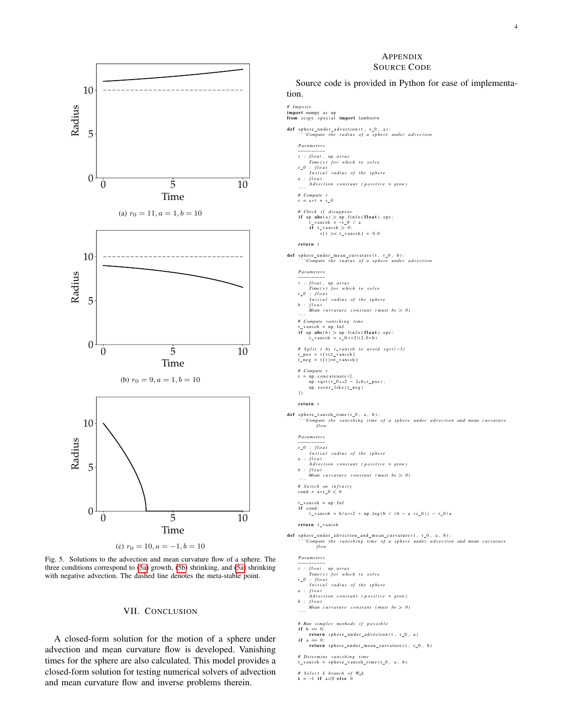(a) $r_0 = 11, a = 1, b = 10$

(b) $r_0 = 9, a = 1, b = 10$

(c) $r_0 = 10, a = -1, b = 10$

Fig. 5. Solutions to the advection and mean curvature flow of a sphere. The three conditions correspond to (5a) growth, (5b) shrinking, and (5a) shrinking with negative advection. The dashed line denotes the meta-stable point.

## VII. Conclusion

A closed-form solution for the motion of a sphere under advection and mean curvature flow is developed. Vanishing times for the sphere are also calculated. This model provides a closed-form solution for testing numerical solvers of advection and mean curvature flow and inverse problems therein.

## Appendix
## Source Code

Source code is provided in Python for ease of implementation.

```python
# Imports
import numpy as np
from scipy.special import lambertw

def sphere_under_advection(t, r_0, a):
    '''Compute the radius of a sphere under advection

    Parameters
    ----------
    t : float, np.array
        Time(s) for which to solve
    r_0 : float
        Initial radius of the sphere
    a : float
        Advection constant (positive = grow)
    '''
    # Compute r
    r = a*t + r_0

    # Check if disappear
    if np.abs(a) > np.finfo(float).eps:
        t_vanish = -r_0 / a
        if t_vanish > 0:
            r[t >= t_vanish] = 0.0

    return r

def sphere_under_mean_curvature(t, r_0, b):
    '''Compute the radius of a sphere under advection

    Parameters
    ----------
    t : float, np.array
        Time(s) for which to solve
    r_0 : float
        Initial radius of the sphere
    b : float
        Mean curvature constant (must be > 0)
    '''
    # Compute vanishing time
    t_vanish = np.Inf
    if np.abs(b) > np.finfo(float).eps:
        t_vanish = r_0**2/(2.0*b)

    # Split t by t_vanish to avoid sqrt(-1)
    t_pos = t[t<t_vanish]
    t_neg = t[t>=t_vanish]

    # Compute r
    r = np.concatenate([
        np.sqrt(r_0**2 - 2*b*t_pos),
        np.zeros_like(t_neg)
    ])

    return r

def sphere_vanish_time(r_0, a, b):
    '''Compute the vanishing time of a sphere under advection and mean curvature
        flow

    Parameters
    ----------
    r_0 : float
        Initial radius of the sphere
    a : float
        Advection constant (positive = grow)
    b : float
        Mean curvature constant (must be > 0)
    '''
    # Switch on infinity
    cond = a*r_0 < b

    t_vanish = np.Inf
    if cond:
        t_vanish = b/a**2 * np.log(b / (b - a *r_0)) - r_0/a

    return t_vanish

def sphere_under_advection_and_mean_curvature(t, r_0, a, b):
    '''Compute the vanishing time of a sphere under advection and mean curvature
        flow

    Parameters
    ----------
    t : float, np.array
        Time(s) for which to solve
    r_0 : float
        Initial radius of the sphere
    a : float
        Advection constant (positive = grow)
    b : float
        Mean curvature constant (must be > 0)
    '''

    # Run simpler methods if possible
    if b == 0:
        return sphere_under_advection(t, r_0, a)
    if a == 0:
        return sphere_under_mean_curvature(t, r_0, b)

    # Determine vanishing time
    t_vanish = sphere_vanish_time(r_0, a, b)

    # Select k branch of W_k
    k = -1 if a<0 else 0
```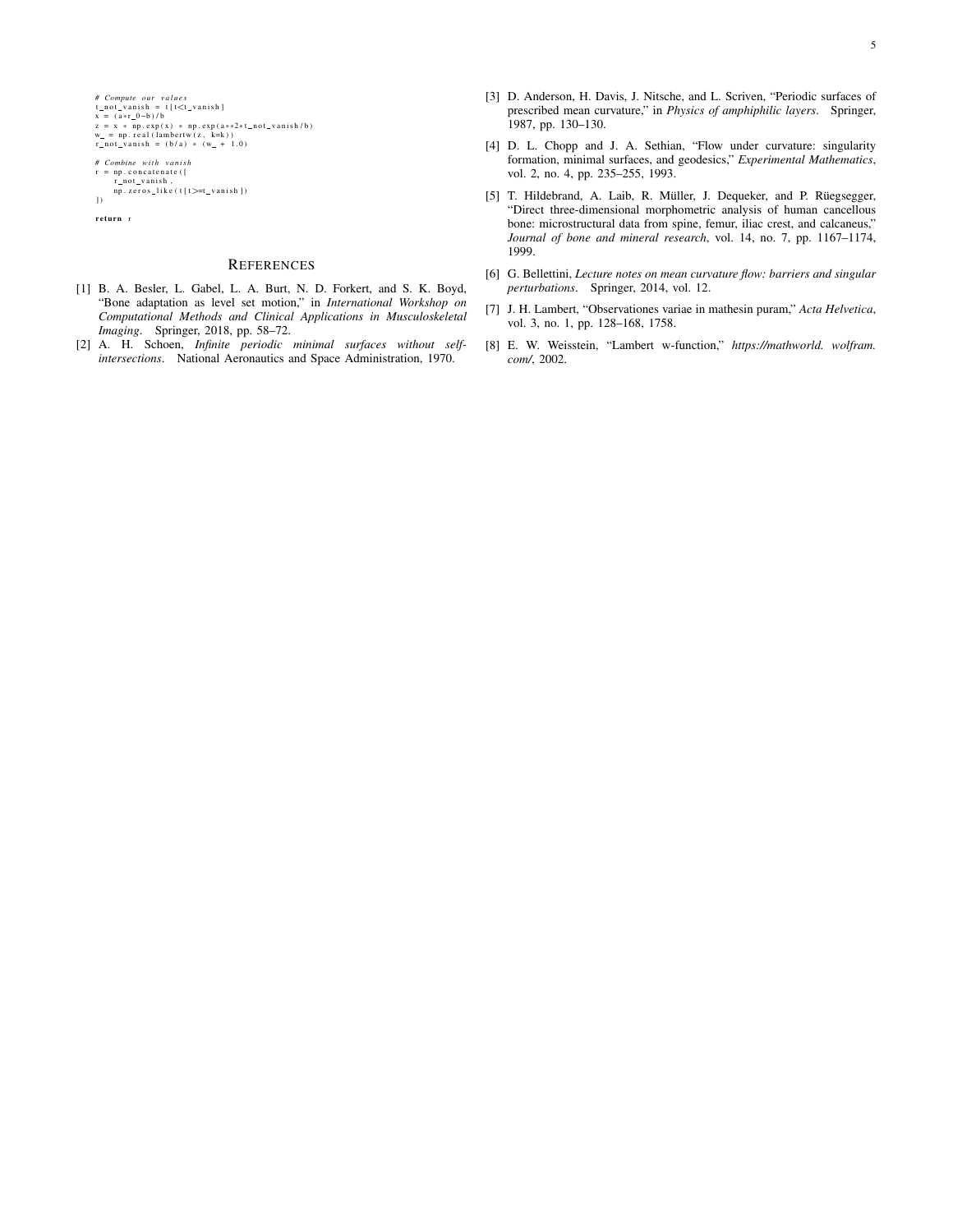```
    # Compute our values
    t_not_vanish = t[t<t_vanish]
    x = (a*r_0-b)/b
    z = x * np.exp(x) * np.exp(a**2*t_not_vanish/b)
    w_ = np.real(lambertw(z, k=k))
    r_not_vanish = (b/a) * (w_ + 1.0)

    # Combine with vanish
    r = np.concatenate([
        r_not_vanish,
        np.zeros_like(t[t>=t_vanish])
    ])

    return r
```

## References

[1] B. A. Besler, L. Gabel, L. A. Burt, N. D. Forkert, and S. K. Boyd, "Bone adaptation as level set motion," in *International Workshop on Computational Methods and Clinical Applications in Musculoskeletal Imaging*. Springer, 2018, pp. 58–72.

[2] A. H. Schoen, *Infinite periodic minimal surfaces without self-intersections*. National Aeronautics and Space Administration, 1970.

[3] D. Anderson, H. Davis, J. Nitsche, and L. Scriven, "Periodic surfaces of prescribed mean curvature," in *Physics of amphiphilic layers*. Springer, 1987, pp. 130–130.

[4] D. L. Chopp and J. A. Sethian, "Flow under curvature: singularity formation, minimal surfaces, and geodesics," *Experimental Mathematics*, vol. 2, no. 4, pp. 235–255, 1993.

[5] T. Hildebrand, A. Laib, R. Müller, J. Dequeker, and P. Rüegsegger, "Direct three-dimensional morphometric analysis of human cancellous bone: microstructural data from spine, femur, iliac crest, and calcaneus," *Journal of bone and mineral research*, vol. 14, no. 7, pp. 1167–1174, 1999.

[6] G. Bellettini, *Lecture notes on mean curvature flow: barriers and singular perturbations*. Springer, 2014, vol. 12.

[7] J. H. Lambert, "Observationes variae in mathesin puram," *Acta Helvetica*, vol. 3, no. 1, pp. 128–168, 1758.

[8] E. W. Weisstein, "Lambert w-function," *https://mathworld. wolfram. com/*, 2002.